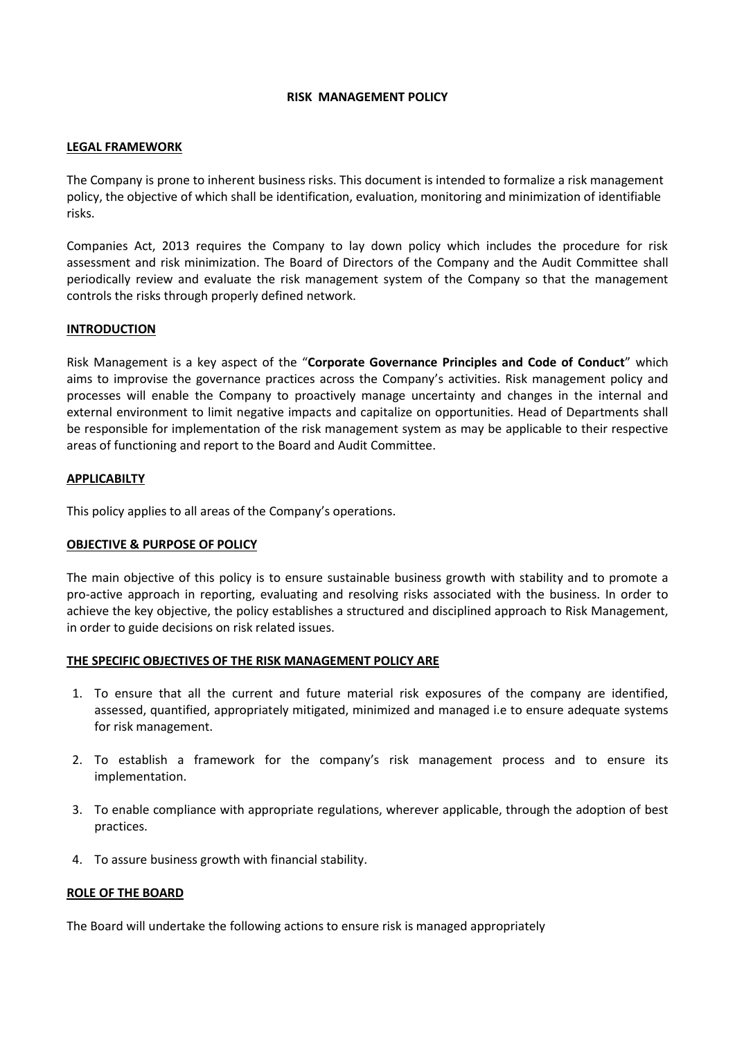# RISK MANAGEMENT POLICY

## LEGAL FRAMEWORK

The Company is prone to inherent business risks. This document is intended to formalize a risk management policy, the objective of which shall be identification, evaluation, monitoring and minimization of identifiable risks.

Companies Act, 2013 requires the Company to lay down policy which includes the procedure for risk assessment and risk minimization. The Board of Directors of the Company and the Audit Committee shall periodically review and evaluate the risk management system of the Company so that the management controls the risks through properly defined network.

## INTRODUCTION

Risk Management is a key aspect of the "**Corporate Governance Principles and Code of Conduct**" which aims to improvise the governance practices across the Company's activities. Risk management policy and processes will enable the Company to proactively manage uncertainty and changes in the internal and external environment to limit negative impacts and capitalize on opportunities. Head of Departments shall be responsible for implementation of the risk management system as may be applicable to their respective areas of functioning and report to the Board and Audit Committee.

## APPLICABILTY

This policy applies to all areas of the Company's operations.

## OBJECTIVE & PURPOSE OF POLICY

The main objective of this policy is to ensure sustainable business growth with stability and to promote a pro-active approach in reporting, evaluating and resolving risks associated with the business. In order to achieve the key objective, the policy establishes a structured and disciplined approach to Risk Management, in order to guide decisions on risk related issues.

## THE SPECIFIC OBJECTIVES OF THE RISK MANAGEMENT POLICY ARE

1. To ensure that all the current and future material risk exposures of the company are identified, assessed, quantified, appropriately mitigated, minimized and managed i.e to ensure adequate systems for risk management.
2. To establish a framework for the company's risk management process and to ensure its implementation.
3. To enable compliance with appropriate regulations, wherever applicable, through the adoption of best practices.
4. To assure business growth with financial stability.

## ROLE OF THE BOARD

The Board will undertake the following actions to ensure risk is managed appropriately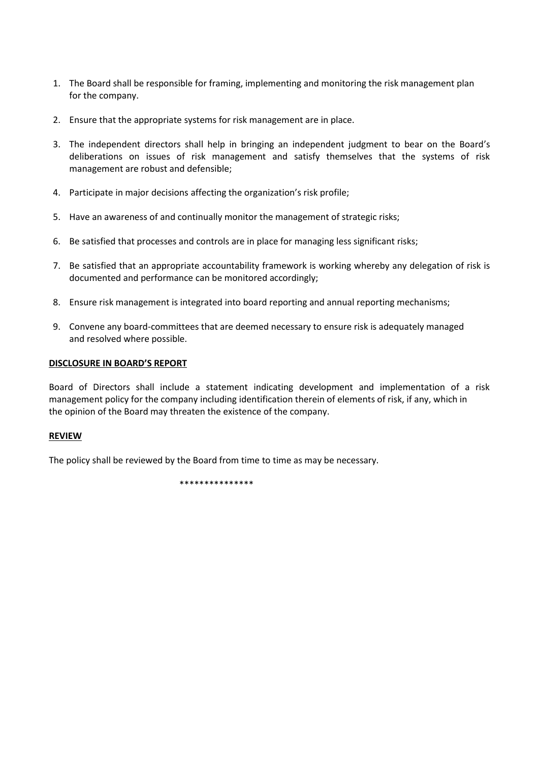1. The Board shall be responsible for framing, implementing and monitoring the risk management plan for the company.
2. Ensure that the appropriate systems for risk management are in place.
3. The independent directors shall help in bringing an independent judgment to bear on the Board's deliberations on issues of risk management and satisfy themselves that the systems of risk management are robust and defensible;
4. Participate in major decisions affecting the organization's risk profile;
5. Have an awareness of and continually monitor the management of strategic risks;
6. Be satisfied that processes and controls are in place for managing less significant risks;
7. Be satisfied that an appropriate accountability framework is working whereby any delegation of risk is documented and performance can be monitored accordingly;
8. Ensure risk management is integrated into board reporting and annual reporting mechanisms;
9. Convene any board-committees that are deemed necessary to ensure risk is adequately managed and resolved where possible.

**DISCLOSURE IN BOARD'S REPORT**

Board of Directors shall include a statement indicating development and implementation of a risk management policy for the company including identification therein of elements of risk, if any, which in the opinion of the Board may threaten the existence of the company.

**REVIEW**

The policy shall be reviewed by the Board from time to time as may be necessary.

***************